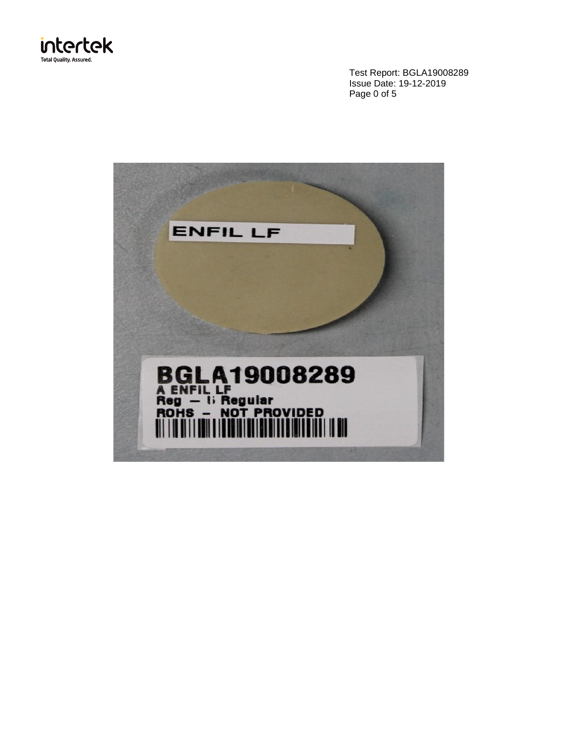Test Report: BGLA19008289
Issue Date: 19-12-2019

ENFIL LF

**BGLA19008289**
**A ENFIL LF**
**Reg — I; Regular**
**ROHS – NOT PROVIDED**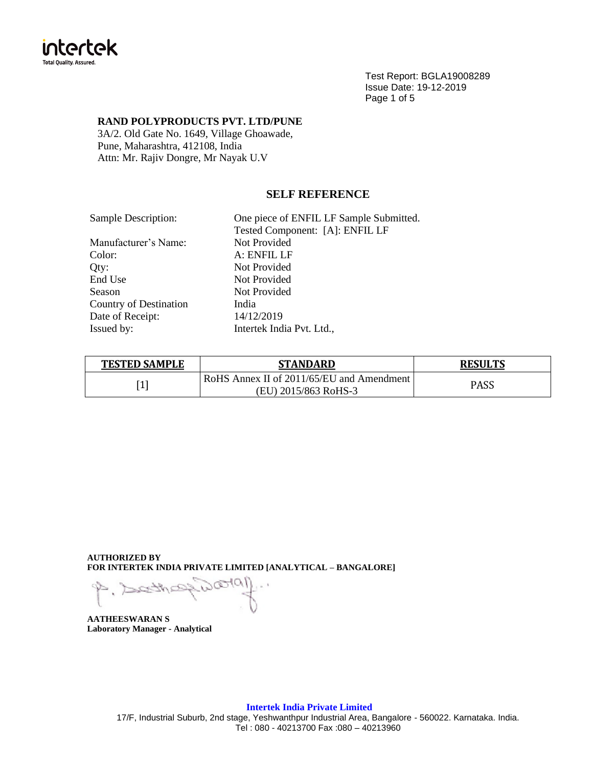Test Report: BGLA19008289
Issue Date: 19-12-2019

**RAND POLYPRODUCTS PVT. LTD/PUNE**
3A/2. Old Gate No. 1649, Village Ghoawade,
Pune, Maharashtra, 412108, India
Attn: Mr. Rajiv Dongre, Mr Nayak U.V

## SELF REFERENCE

| | |
|---|---|
| Sample Description: | One piece of ENFIL LF Sample Submitted. Tested Component: [A]: ENFIL LF |
| Manufacturer's Name: | Not Provided |
| Color: | A: ENFIL LF |
| Qty: | Not Provided |
| End Use | Not Provided |
| Season | Not Provided |
| Country of Destination | India |
| Date of Receipt: | 14/12/2019 |
| Issued by: | Intertek India Pvt. Ltd., |

| TESTED SAMPLE | STANDARD | RESULTS |
|---|---|---|
| [1] | RoHS Annex II of 2011/65/EU and Amendment (EU) 2015/863 RoHS-3 | PASS |

**AUTHORIZED BY**
**FOR INTERTEK INDIA PRIVATE LIMITED [ANALYTICAL – BANGALORE]**

**AATHEESWARAN S**
**Laboratory Manager - Analytical**

**Intertek India Private Limited**
17/F, Industrial Suburb, 2nd stage, Yeshwanthpur Industrial Area, Bangalore - 560022. Karnataka. India.
Tel : 080 - 40213700 Fax :080 – 40213960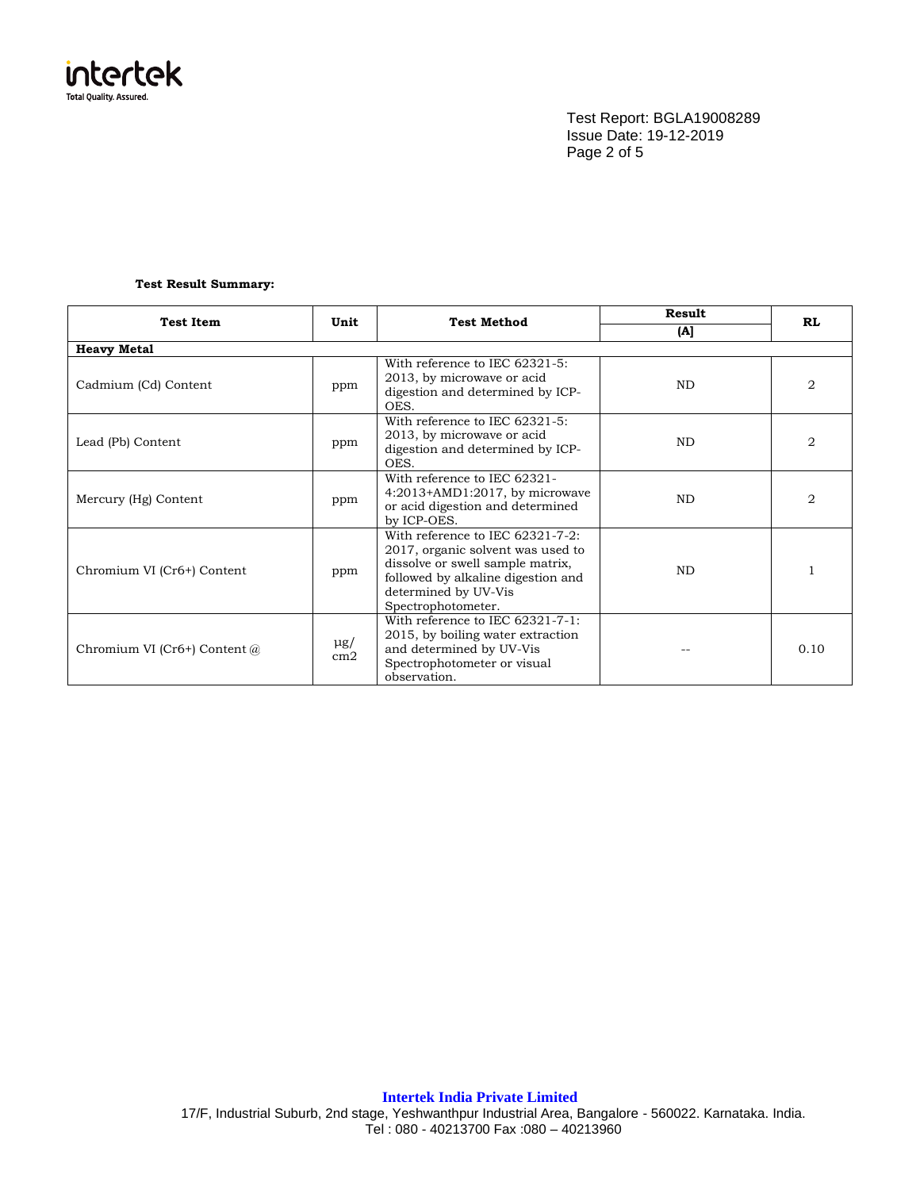Test Report: BGLA19008289
Issue Date: 19-12-2019

**Test Result Summary:**

| Test Item | Unit | Test Method | Result | RL |
|---|---|---|---|---|
| | | | [A] | |
| **Heavy Metal** | | | | |
| Cadmium (Cd) Content | ppm | With reference to IEC 62321-5: 2013, by microwave or acid digestion and determined by ICP-OES. | ND | 2 |
| Lead (Pb) Content | ppm | With reference to IEC 62321-5: 2013, by microwave or acid digestion and determined by ICP-OES. | ND | 2 |
| Mercury (Hg) Content | ppm | With reference to IEC 62321-4:2013+AMD1:2017, by microwave or acid digestion and determined by ICP-OES. | ND | 2 |
| Chromium VI ($Cr^{6+}$) Content | ppm | With reference to IEC 62321-7-2: 2017, organic solvent was used to dissolve or swell sample matrix, followed by alkaline digestion and determined by UV-Vis Spectrophotometer. | ND | 1 |
| Chromium VI ($Cr^{6+}$) Content @ | $\mu g/cm^2$ | With reference to IEC 62321-7-1: 2015, by boiling water extraction and determined by UV-Vis Spectrophotometer or visual observation. | -- | 0.10 |

**Intertek India Private Limited**
17/F, Industrial Suburb, 2nd stage, Yeshwanthpur Industrial Area, Bangalore - 560022. Karnataka. India.
Tel : 080 - 40213700 Fax :080 – 40213960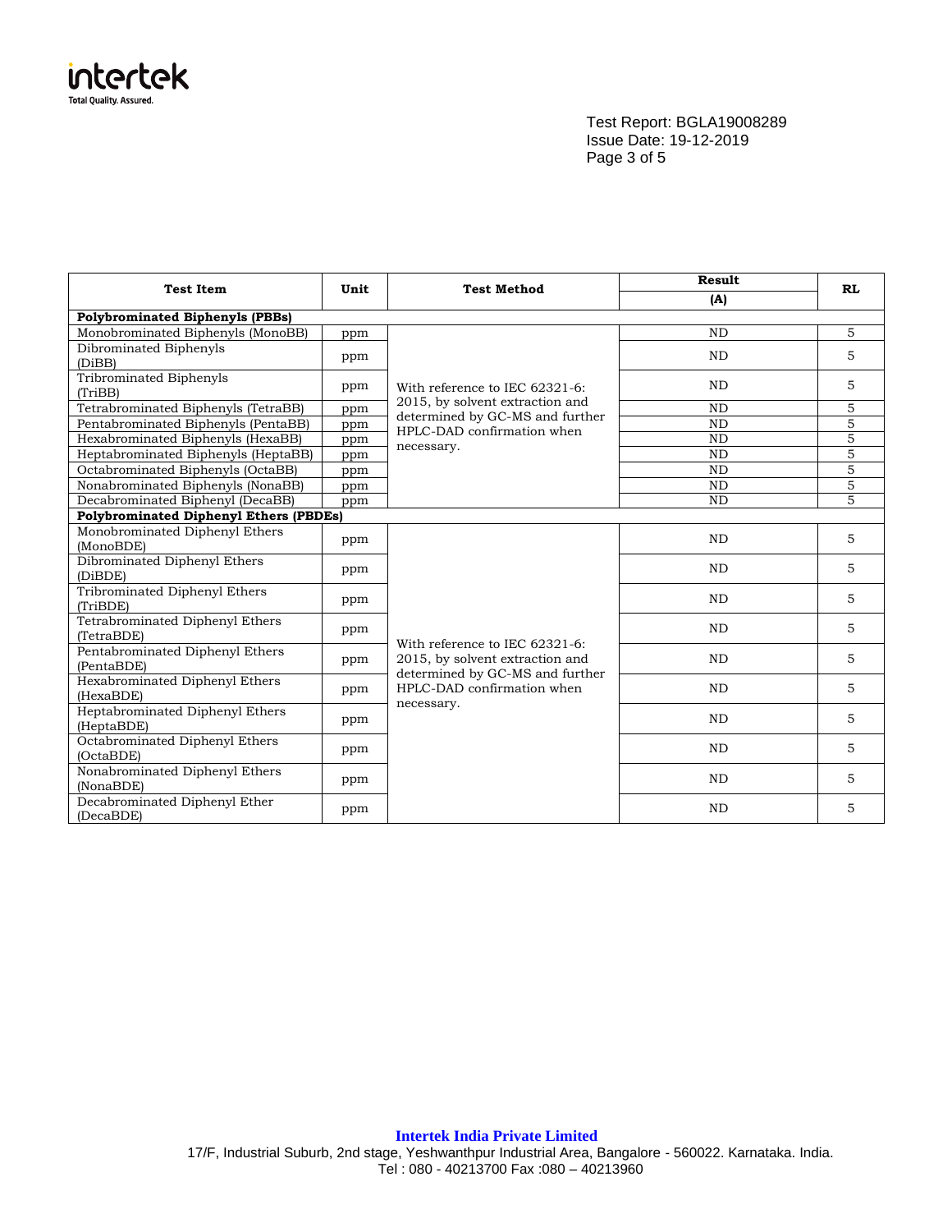Test Report: BGLA19008289
Issue Date: 19-12-2019

| Test Item | Unit | Test Method | Result | RL |
|---|---|---|---|---|
| | | | (A) | |
| **Polybrominated Biphenyls (PBBs)** | | | | |
| Monobrominated Biphenyls (MonoBB) | ppm | With reference to IEC 62321-6: 2015, by solvent extraction and determined by GC-MS and further HPLC-DAD confirmation when necessary. | ND | 5 |
| Dibrominated Biphenyls (DiBB) | ppm | | ND | 5 |
| Tribrominated Biphenyls (TriBB) | ppm | | ND | 5 |
| Tetrabrominated Biphenyls (TetraBB) | ppm | | ND | 5 |
| Pentabrominated Biphenyls (PentaBB) | ppm | | ND | 5 |
| Hexabrominated Biphenyls (HexaBB) | ppm | | ND | 5 |
| Heptabrominated Biphenyls (HeptaBB) | ppm | | ND | 5 |
| Octabrominated Biphenyls (OctaBB) | ppm | | ND | 5 |
| Nonabrominated Biphenyls (NonaBB) | ppm | | ND | 5 |
| Decabrominated Biphenyl (DecaBB) | ppm | | ND | 5 |
| **Polybrominated Diphenyl Ethers (PBDEs)** | | | | |
| Monobrominated Diphenyl Ethers (MonoBDE) | ppm | With reference to IEC 62321-6: 2015, by solvent extraction and determined by GC-MS and further HPLC-DAD confirmation when necessary. | ND | 5 |
| Dibrominated Diphenyl Ethers (DiBDE) | ppm | | ND | 5 |
| Tribrominated Diphenyl Ethers (TriBDE) | ppm | | ND | 5 |
| Tetrabrominated Diphenyl Ethers (TetraBDE) | ppm | | ND | 5 |
| Pentabrominated Diphenyl Ethers (PentaBDE) | ppm | | ND | 5 |
| Hexabrominated Diphenyl Ethers (HexaBDE) | ppm | | ND | 5 |
| Heptabrominated Diphenyl Ethers (HeptaBDE) | ppm | | ND | 5 |
| Octabrominated Diphenyl Ethers (OctaBDE) | ppm | | ND | 5 |
| Nonabrominated Diphenyl Ethers (NonaBDE) | ppm | | ND | 5 |
| Decabrominated Diphenyl Ether (DecaBDE) | ppm | | ND | 5 |

**Intertek India Private Limited**
17/F, Industrial Suburb, 2nd stage, Yeshwanthpur Industrial Area, Bangalore - 560022. Karnataka. India.
Tel : 080 - 40213700 Fax :080 – 40213960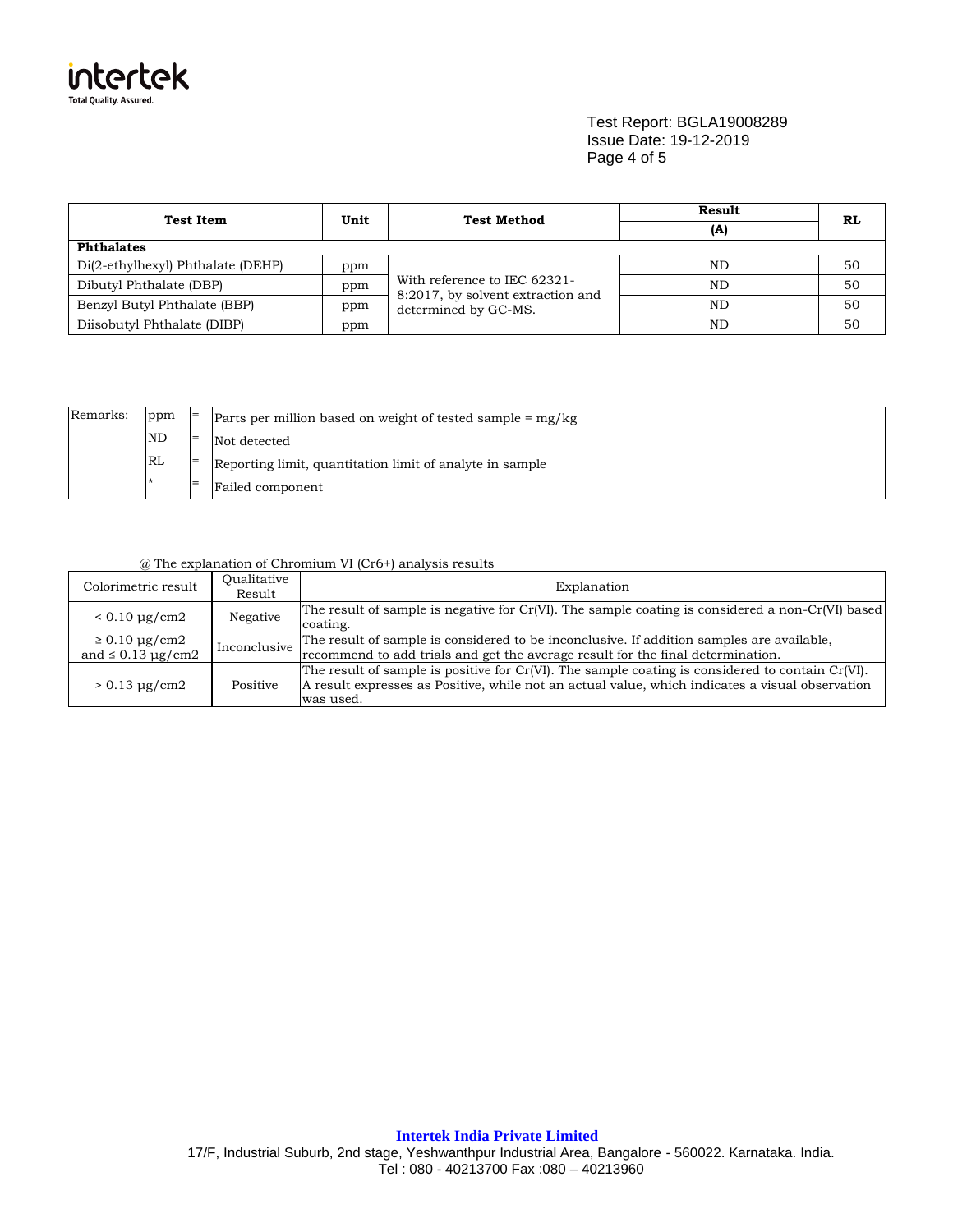Test Report: BGLA19008289
Issue Date: 19-12-2019

| Test Item | Unit | Test Method | Result (A) | RL |
|---|---|---|---|---|
| **Phthalates** | | | | |
| Di(2-ethylhexyl) Phthalate (DEHP) | ppm | With reference to IEC 62321-8:2017, by solvent extraction and determined by GC-MS. | ND | 50 |
| Dibutyl Phthalate (DBP) | ppm | | ND | 50 |
| Benzyl Butyl Phthalate (BBP) | ppm | | ND | 50 |
| Diisobutyl Phthalate (DIBP) | ppm | | ND | 50 |

| Remarks: | ppm | = | Parts per million based on weight of tested sample = mg/kg |
|---|---|---|---|
| | ND | = | Not detected |
| | RL | = | Reporting limit, quantitation limit of analyte in sample |
| | * | = | Failed component |

@ The explanation of Chromium VI (Cr6+) analysis results

| Colorimetric result | Qualitative Result | Explanation |
|---|---|---|
| < 0.10 µg/cm2 | Negative | The result of sample is negative for Cr(VI). The sample coating is considered a non-Cr(VI) based coating. |
| ≥ 0.10 µg/cm2 and ≤ 0.13 µg/cm2 | Inconclusive | The result of sample is considered to be inconclusive. If addition samples are available, recommend to add trials and get the average result for the final determination. |
| > 0.13 µg/cm2 | Positive | The result of sample is positive for Cr(VI). The sample coating is considered to contain Cr(VI). A result expresses as Positive, while not an actual value, which indicates a visual observation was used. |

**Intertek India Private Limited**
17/F, Industrial Suburb, 2nd stage, Yeshwanthpur Industrial Area, Bangalore - 560022. Karnataka. India.
Tel : 080 - 40213700 Fax :080 – 40213960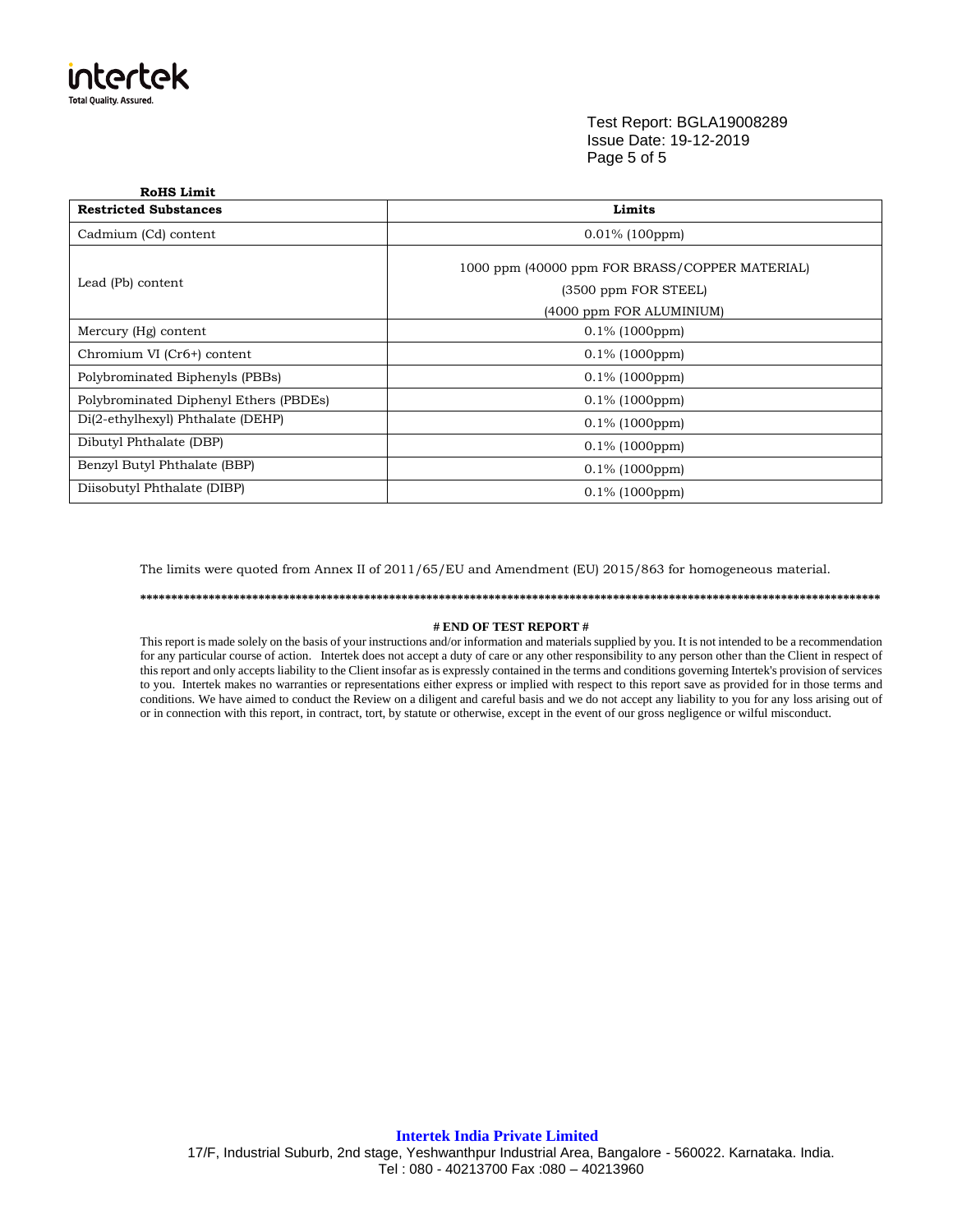**RoHS Limit**

| Restricted Substances | Limits |
|---|---|
| Cadmium (Cd) content | 0.01% (100ppm) |
| Lead (Pb) content | 1000 ppm (40000 ppm FOR BRASS/COPPER MATERIAL)<br>(3500 ppm FOR STEEL)<br>(4000 ppm FOR ALUMINIUM) |
| Mercury (Hg) content | 0.1% (1000ppm) |
| Chromium VI (Cr6+) content | 0.1% (1000ppm) |
| Polybrominated Biphenyls (PBBs) | 0.1% (1000ppm) |
| Polybrominated Diphenyl Ethers (PBDEs) | 0.1% (1000ppm) |
| Di(2-ethylhexyl) Phthalate (DEHP) | 0.1% (1000ppm) |
| Dibutyl Phthalate (DBP) | 0.1% (1000ppm) |
| Benzyl Butyl Phthalate (BBP) | 0.1% (1000ppm) |
| Diisobutyl Phthalate (DIBP) | 0.1% (1000ppm) |

The limits were quoted from Annex II of 2011/65/EU and Amendment (EU) 2015/863 for homogeneous material.

****************************************************************************************************************************

**# END OF TEST REPORT #**

This report is made solely on the basis of your instructions and/or information and materials supplied by you. It is not intended to be a recommendation for any particular course of action. Intertek does not accept a duty of care or any other responsibility to any person other than the Client in respect of this report and only accepts liability to the Client insofar as is expressly contained in the terms and conditions governing Intertek's provision of services to you. Intertek makes no warranties or representations either express or implied with respect to this report save as provided for in those terms and conditions. We have aimed to conduct the Review on a diligent and careful basis and we do not accept any liability to you for any loss arising out of or in connection with this report, in contract, tort, by statute or otherwise, except in the event of our gross negligence or wilful misconduct.